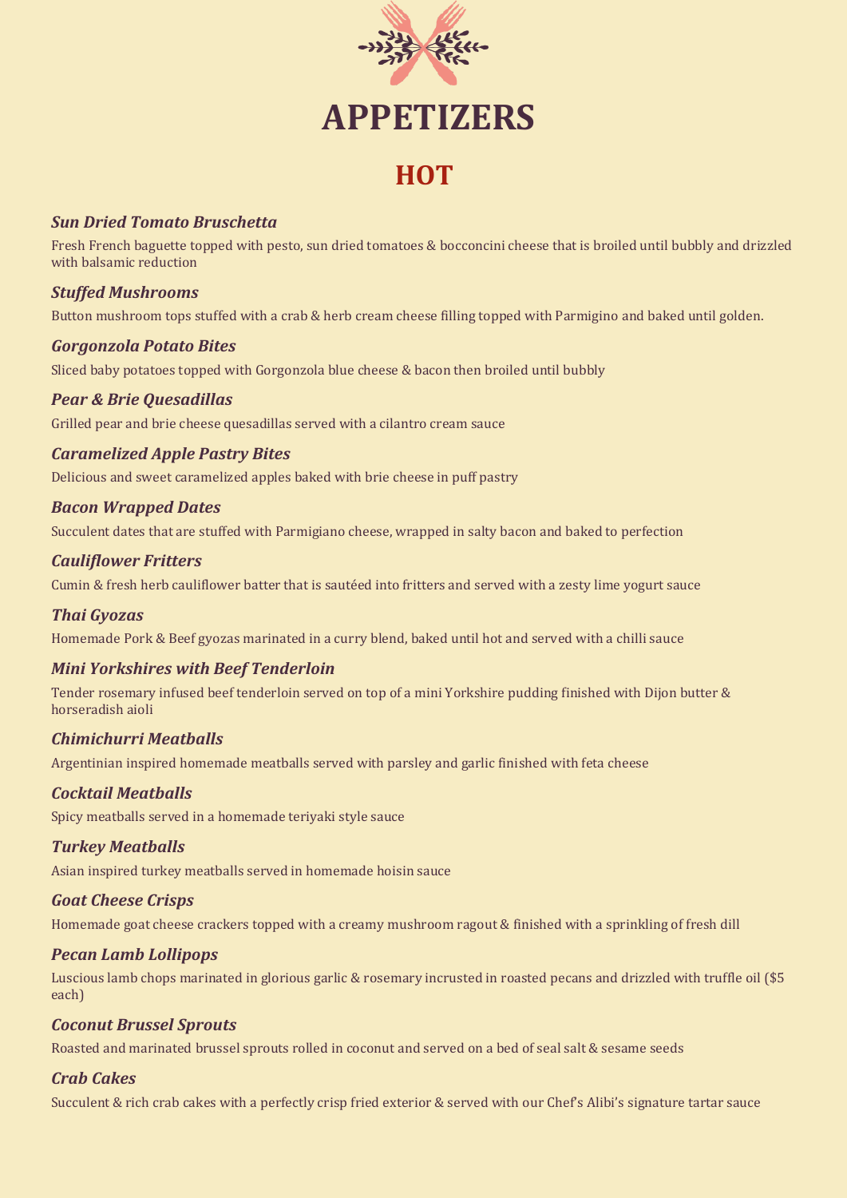# APPETIZERS

## HOT

### *Sun Dried Tomato Bruschetta*

Fresh French baguette topped with pesto, sun dried tomatoes & bocconcini cheese that is broiled until bubbly and drizzled with balsamic reduction

### *Stuffed Mushrooms*

Button mushroom tops stuffed with a crab & herb cream cheese filling topped with Parmigino and baked until golden.

### *Gorgonzola Potato Bites*

Sliced baby potatoes topped with Gorgonzola blue cheese & bacon then broiled until bubbly

### *Pear & Brie Quesadillas*

Grilled pear and brie cheese quesadillas served with a cilantro cream sauce

### *Caramelized Apple Pastry Bites*

Delicious and sweet caramelized apples baked with brie cheese in puff pastry

### *Bacon Wrapped Dates*

Succulent dates that are stuffed with Parmigiano cheese, wrapped in salty bacon and baked to perfection

### *Cauliflower Fritters*

Cumin & fresh herb cauliflower batter that is sautéed into fritters and served with a zesty lime yogurt sauce

### *Thai Gyozas*

Homemade Pork & Beef gyozas marinated in a curry blend, baked until hot and served with a chilli sauce

### *Mini Yorkshires with Beef Tenderloin*

Tender rosemary infused beef tenderloin served on top of a mini Yorkshire pudding finished with Dijon butter & horseradish aioli

### *Chimichurri Meatballs*

Argentinian inspired homemade meatballs served with parsley and garlic finished with feta cheese

### *Cocktail Meatballs*

Spicy meatballs served in a homemade teriyaki style sauce

### *Turkey Meatballs*

Asian inspired turkey meatballs served in homemade hoisin sauce

### *Goat Cheese Crisps*

Homemade goat cheese crackers topped with a creamy mushroom ragout & finished with a sprinkling of fresh dill

### *Pecan Lamb Lollipops*

Luscious lamb chops marinated in glorious garlic & rosemary incrusted in roasted pecans and drizzled with truffle oil ($5 each)

### *Coconut Brussel Sprouts*

Roasted and marinated brussel sprouts rolled in coconut and served on a bed of seal salt & sesame seeds

### *Crab Cakes*

Succulent & rich crab cakes with a perfectly crisp fried exterior & served with our Chef's Alibi's signature tartar sauce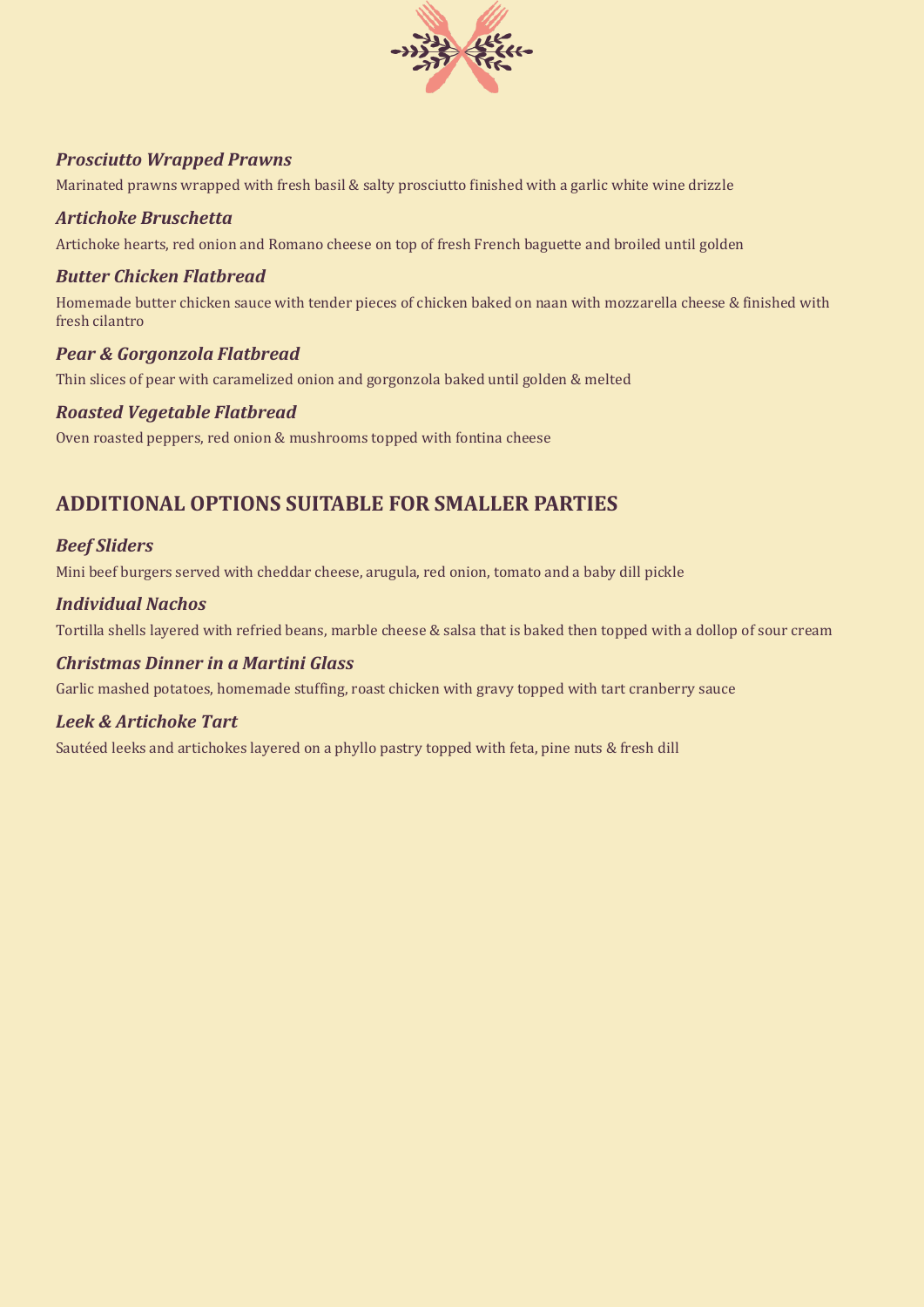***Prosciutto Wrapped Prawns***

Marinated prawns wrapped with fresh basil & salty prosciutto finished with a garlic white wine drizzle

***Artichoke Bruschetta***

Artichoke hearts, red onion and Romano cheese on top of fresh French baguette and broiled until golden

***Butter Chicken Flatbread***

Homemade butter chicken sauce with tender pieces of chicken baked on naan with mozzarella cheese & finished with fresh cilantro

***Pear & Gorgonzola Flatbread***

Thin slices of pear with caramelized onion and gorgonzola baked until golden & melted

***Roasted Vegetable Flatbread***

Oven roasted peppers, red onion & mushrooms topped with fontina cheese

## ADDITIONAL OPTIONS SUITABLE FOR SMALLER PARTIES

***Beef Sliders***

Mini beef burgers served with cheddar cheese, arugula, red onion, tomato and a baby dill pickle

***Individual Nachos***

Tortilla shells layered with refried beans, marble cheese & salsa that is baked then topped with a dollop of sour cream

***Christmas Dinner in a Martini Glass***

Garlic mashed potatoes, homemade stuffing, roast chicken with gravy topped with tart cranberry sauce

***Leek & Artichoke Tart***

Sautéed leeks and artichokes layered on a phyllo pastry topped with feta, pine nuts & fresh dill